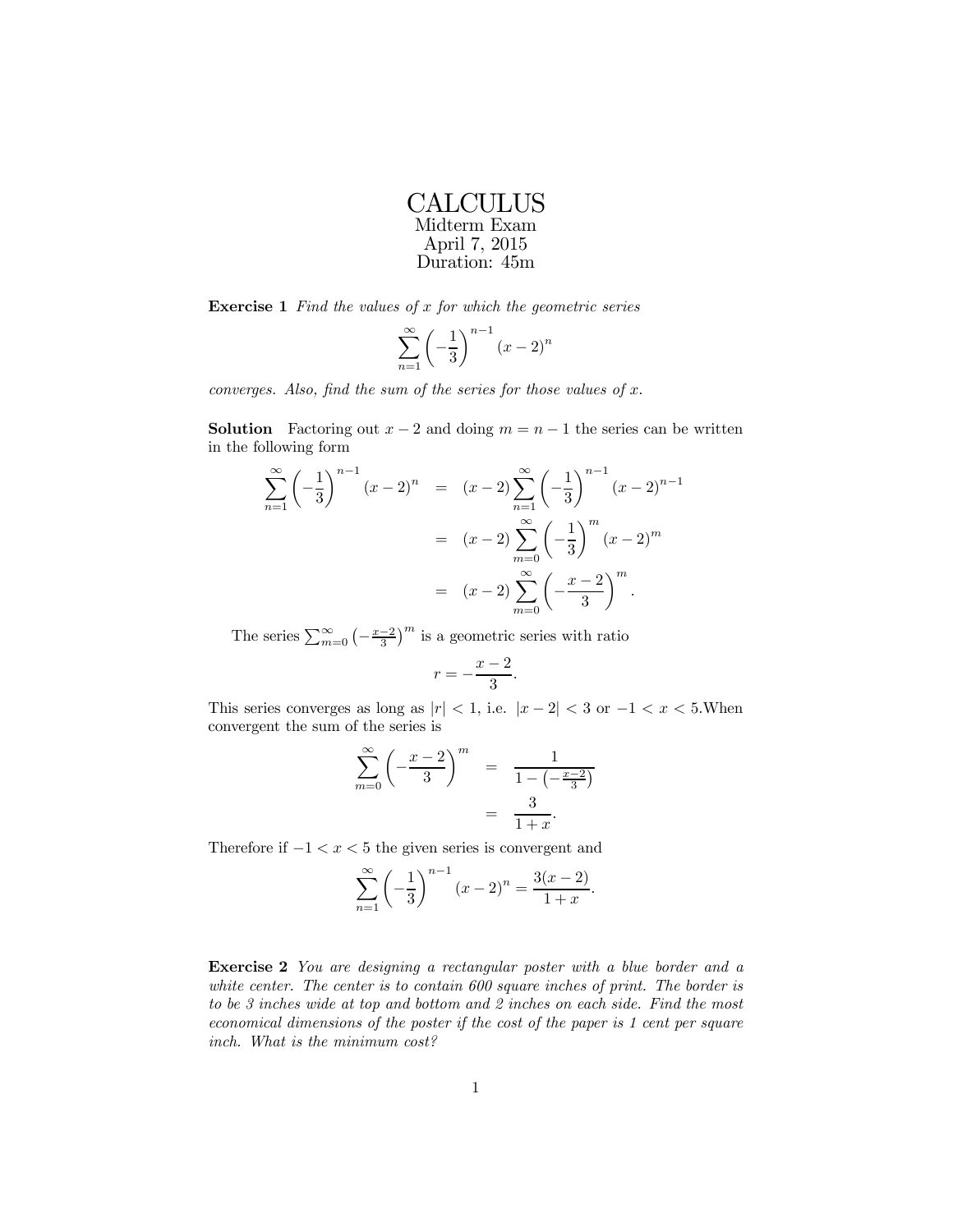# CALCULUS

Midterm Exam
April 7, 2015
Duration: 45m

**Exercise 1** *Find the values of $x$ for which the geometric series*

$$\sum_{n=1}^{\infty} \left(-\frac{1}{3}\right)^{n-1} (x-2)^n$$

*converges. Also, find the sum of the series for those values of $x$.*

**Solution** Factoring out $x-2$ and doing $m = n-1$ the series can be written in the following form

$$\begin{aligned}
\sum_{n=1}^{\infty} \left(-\frac{1}{3}\right)^{n-1} (x-2)^n &= (x-2) \sum_{n=1}^{\infty} \left(-\frac{1}{3}\right)^{n-1} (x-2)^{n-1} \\
&= (x-2) \sum_{m=0}^{\infty} \left(-\frac{1}{3}\right)^{m} (x-2)^{m} \\
&= (x-2) \sum_{m=0}^{\infty} \left(-\frac{x-2}{3}\right)^{m}.
\end{aligned}$$

The series $\sum_{m=0}^{\infty} \left(-\frac{x-2}{3}\right)^m$ is a geometric series with ratio

$$r = -\frac{x-2}{3}.$$

This series converges as long as $|r| < 1$, i.e. $|x-2| < 3$ or $-1 < x < 5$.When convergent the sum of the series is

$$\begin{aligned}
\sum_{m=0}^{\infty} \left(-\frac{x-2}{3}\right)^{m} &= \frac{1}{1 - \left(-\frac{x-2}{3}\right)} \\
&= \frac{3}{1+x}.
\end{aligned}$$

Therefore if $-1 < x < 5$ the given series is convergent and

$$\sum_{n=1}^{\infty} \left(-\frac{1}{3}\right)^{n-1} (x-2)^n = \frac{3(x-2)}{1+x}.$$

**Exercise 2** *You are designing a rectangular poster with a blue border and a white center. The center is to contain 600 square inches of print. The border is to be 3 inches wide at top and bottom and 2 inches on each side. Find the most economical dimensions of the poster if the cost of the paper is 1 cent per square inch. What is the minimum cost?*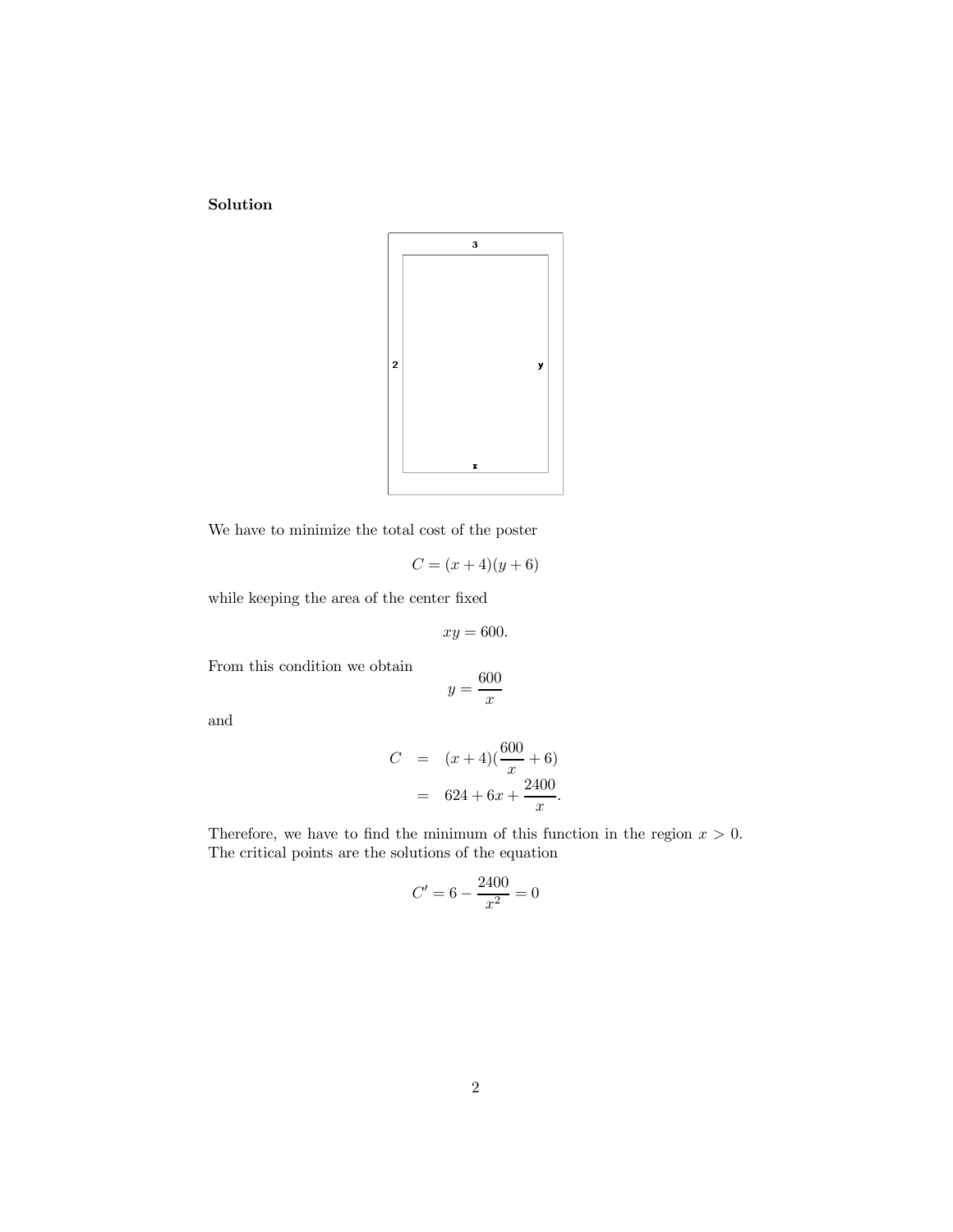**Solution**

We have to minimize the total cost of the poster

$$C = (x + 4)(y + 6)$$

while keeping the area of the center fixed

$$xy = 600.$$

From this condition we obtain

$$y = \frac{600}{x}$$

and

$$\begin{aligned} C &= (x + 4)(\frac{600}{x} + 6) \\ &= 624 + 6x + \frac{2400}{x}. \end{aligned}$$

Therefore, we have to find the minimum of this function in the region $x > 0$. The critical points are the solutions of the equation

$$C' = 6 - \frac{2400}{x^2} = 0$$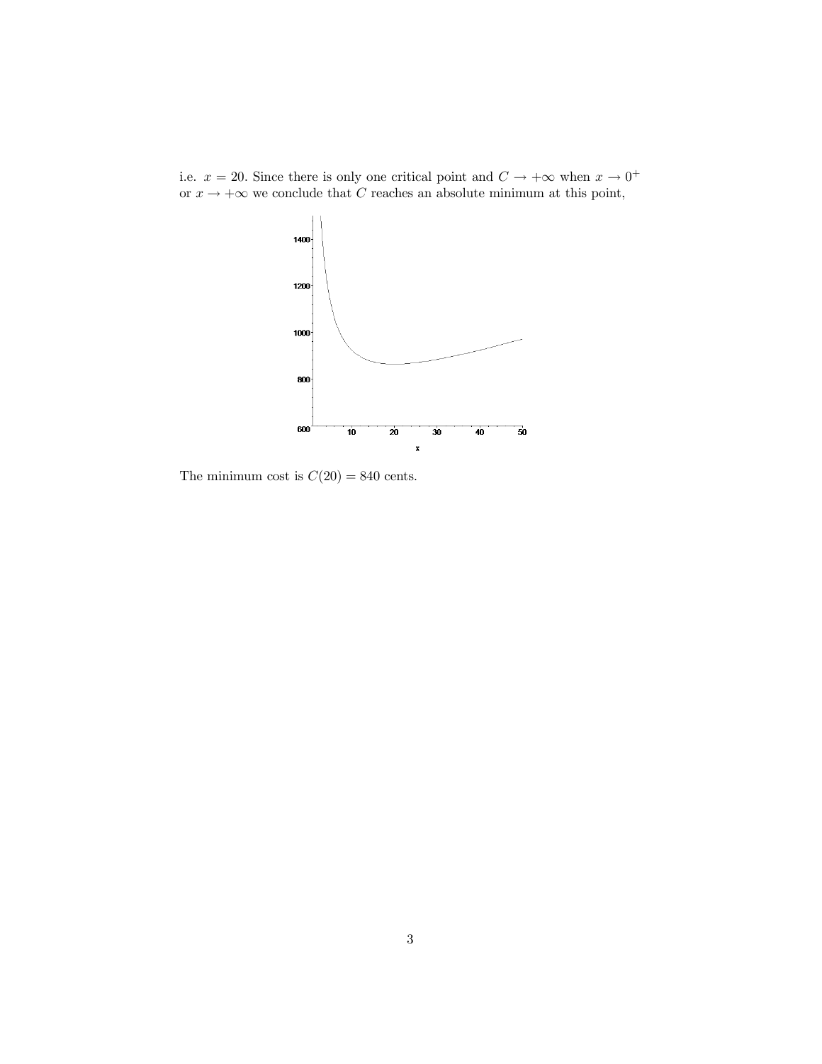i.e. $x = 20$. Since there is only one critical point and $C \to +\infty$ when $x \to 0^+$ or $x \to +\infty$ we conclude that $C$ reaches an absolute minimum at this point,

1400
1200
1000
800
600
10
20
30
40
50
x

The minimum cost is $C(20) = 840$ cents.